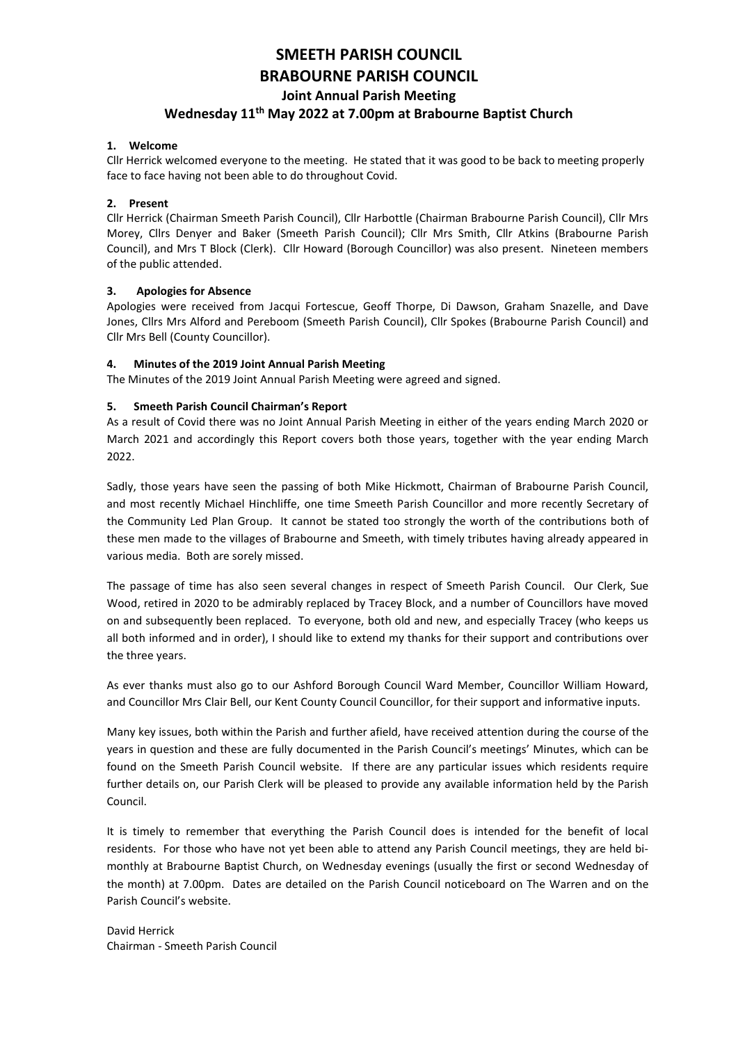# SMEETH PARISH COUNCIL
# BRABOURNE PARISH COUNCIL

## Joint Annual Parish Meeting

## Wednesday 11th May 2022 at 7.00pm at Brabourne Baptist Church

### 1. Welcome

Cllr Herrick welcomed everyone to the meeting. He stated that it was good to be back to meeting properly face to face having not been able to do throughout Covid.

### 2. Present

Cllr Herrick (Chairman Smeeth Parish Council), Cllr Harbottle (Chairman Brabourne Parish Council), Cllr Mrs Morey, Cllrs Denyer and Baker (Smeeth Parish Council); Cllr Mrs Smith, Cllr Atkins (Brabourne Parish Council), and Mrs T Block (Clerk). Cllr Howard (Borough Councillor) was also present. Nineteen members of the public attended.

### 3. Apologies for Absence

Apologies were received from Jacqui Fortescue, Geoff Thorpe, Di Dawson, Graham Snazelle, and Dave Jones, Cllrs Mrs Alford and Pereboom (Smeeth Parish Council), Cllr Spokes (Brabourne Parish Council) and Cllr Mrs Bell (County Councillor).

### 4. Minutes of the 2019 Joint Annual Parish Meeting

The Minutes of the 2019 Joint Annual Parish Meeting were agreed and signed.

### 5. Smeeth Parish Council Chairman's Report

As a result of Covid there was no Joint Annual Parish Meeting in either of the years ending March 2020 or March 2021 and accordingly this Report covers both those years, together with the year ending March 2022.

Sadly, those years have seen the passing of both Mike Hickmott, Chairman of Brabourne Parish Council, and most recently Michael Hinchliffe, one time Smeeth Parish Councillor and more recently Secretary of the Community Led Plan Group. It cannot be stated too strongly the worth of the contributions both of these men made to the villages of Brabourne and Smeeth, with timely tributes having already appeared in various media. Both are sorely missed.

The passage of time has also seen several changes in respect of Smeeth Parish Council. Our Clerk, Sue Wood, retired in 2020 to be admirably replaced by Tracey Block, and a number of Councillors have moved on and subsequently been replaced. To everyone, both old and new, and especially Tracey (who keeps us all both informed and in order), I should like to extend my thanks for their support and contributions over the three years.

As ever thanks must also go to our Ashford Borough Council Ward Member, Councillor William Howard, and Councillor Mrs Clair Bell, our Kent County Council Councillor, for their support and informative inputs.

Many key issues, both within the Parish and further afield, have received attention during the course of the years in question and these are fully documented in the Parish Council's meetings' Minutes, which can be found on the Smeeth Parish Council website. If there are any particular issues which residents require further details on, our Parish Clerk will be pleased to provide any available information held by the Parish Council.

It is timely to remember that everything the Parish Council does is intended for the benefit of local residents. For those who have not yet been able to attend any Parish Council meetings, they are held bi-monthly at Brabourne Baptist Church, on Wednesday evenings (usually the first or second Wednesday of the month) at 7.00pm. Dates are detailed on the Parish Council noticeboard on The Warren and on the Parish Council's website.

David Herrick
Chairman - Smeeth Parish Council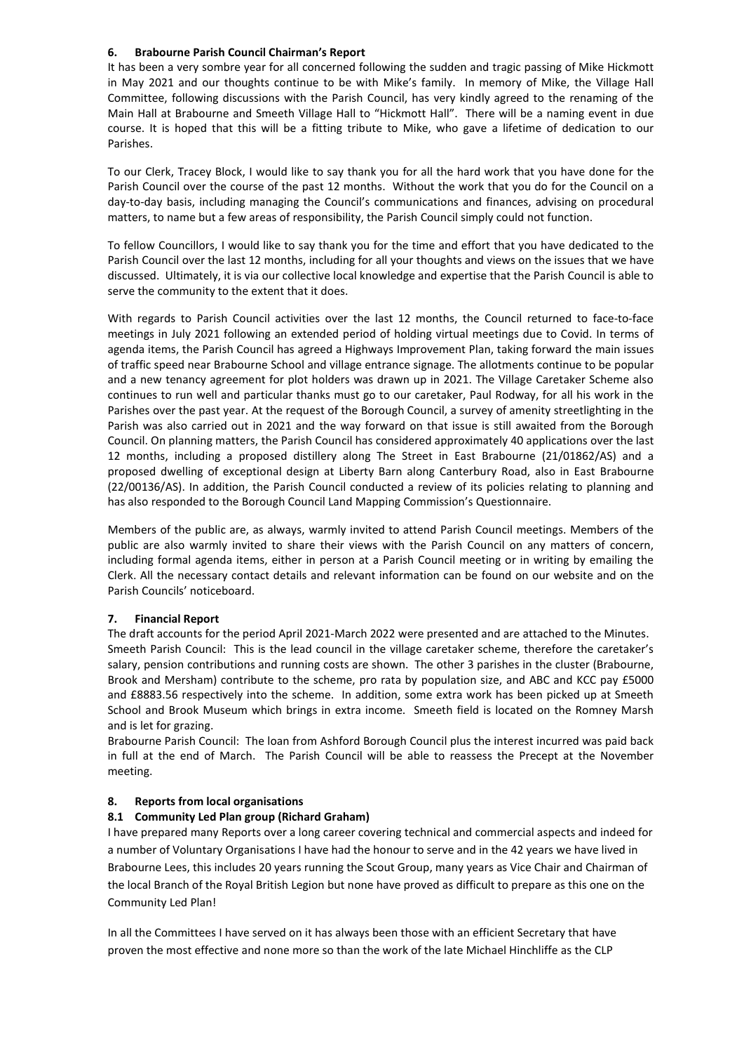### 6. Brabourne Parish Council Chairman's Report

It has been a very sombre year for all concerned following the sudden and tragic passing of Mike Hickmott in May 2021 and our thoughts continue to be with Mike's family. In memory of Mike, the Village Hall Committee, following discussions with the Parish Council, has very kindly agreed to the renaming of the Main Hall at Brabourne and Smeeth Village Hall to "Hickmott Hall". There will be a naming event in due course. It is hoped that this will be a fitting tribute to Mike, who gave a lifetime of dedication to our Parishes.

To our Clerk, Tracey Block, I would like to say thank you for all the hard work that you have done for the Parish Council over the course of the past 12 months. Without the work that you do for the Council on a day-to-day basis, including managing the Council's communications and finances, advising on procedural matters, to name but a few areas of responsibility, the Parish Council simply could not function.

To fellow Councillors, I would like to say thank you for the time and effort that you have dedicated to the Parish Council over the last 12 months, including for all your thoughts and views on the issues that we have discussed. Ultimately, it is via our collective local knowledge and expertise that the Parish Council is able to serve the community to the extent that it does.

With regards to Parish Council activities over the last 12 months, the Council returned to face-to-face meetings in July 2021 following an extended period of holding virtual meetings due to Covid. In terms of agenda items, the Parish Council has agreed a Highways Improvement Plan, taking forward the main issues of traffic speed near Brabourne School and village entrance signage. The allotments continue to be popular and a new tenancy agreement for plot holders was drawn up in 2021. The Village Caretaker Scheme also continues to run well and particular thanks must go to our caretaker, Paul Rodway, for all his work in the Parishes over the past year. At the request of the Borough Council, a survey of amenity streetlighting in the Parish was also carried out in 2021 and the way forward on that issue is still awaited from the Borough Council. On planning matters, the Parish Council has considered approximately 40 applications over the last 12 months, including a proposed distillery along The Street in East Brabourne (21/01862/AS) and a proposed dwelling of exceptional design at Liberty Barn along Canterbury Road, also in East Brabourne (22/00136/AS). In addition, the Parish Council conducted a review of its policies relating to planning and has also responded to the Borough Council Land Mapping Commission's Questionnaire.

Members of the public are, as always, warmly invited to attend Parish Council meetings. Members of the public are also warmly invited to share their views with the Parish Council on any matters of concern, including formal agenda items, either in person at a Parish Council meeting or in writing by emailing the Clerk. All the necessary contact details and relevant information can be found on our website and on the Parish Councils' noticeboard.

### 7. Financial Report

The draft accounts for the period April 2021-March 2022 were presented and are attached to the Minutes.
Smeeth Parish Council: This is the lead council in the village caretaker scheme, therefore the caretaker's salary, pension contributions and running costs are shown. The other 3 parishes in the cluster (Brabourne, Brook and Mersham) contribute to the scheme, pro rata by population size, and ABC and KCC pay £5000 and £8883.56 respectively into the scheme. In addition, some extra work has been picked up at Smeeth School and Brook Museum which brings in extra income. Smeeth field is located on the Romney Marsh and is let for grazing.
Brabourne Parish Council: The loan from Ashford Borough Council plus the interest incurred was paid back in full at the end of March. The Parish Council will be able to reassess the Precept at the November meeting.

### 8. Reports from local organisations

#### 8.1 Community Led Plan group (Richard Graham)

I have prepared many Reports over a long career covering technical and commercial aspects and indeed for a number of Voluntary Organisations I have had the honour to serve and in the 42 years we have lived in Brabourne Lees, this includes 20 years running the Scout Group, many years as Vice Chair and Chairman of the local Branch of the Royal British Legion but none have proved as difficult to prepare as this one on the Community Led Plan!

In all the Committees I have served on it has always been those with an efficient Secretary that have proven the most effective and none more so than the work of the late Michael Hinchliffe as the CLP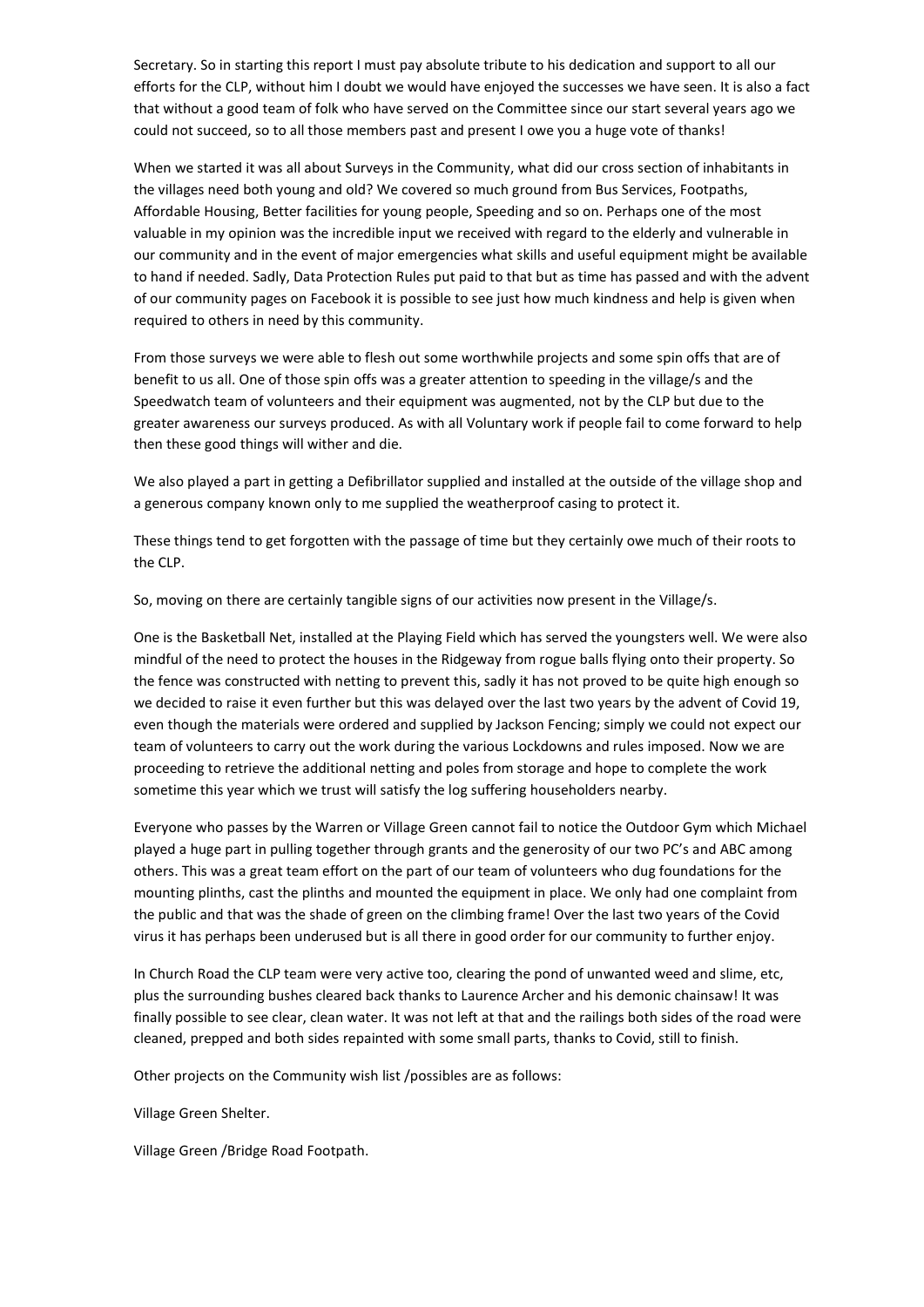Secretary. So in starting this report I must pay absolute tribute to his dedication and support to all our efforts for the CLP, without him I doubt we would have enjoyed the successes we have seen. It is also a fact that without a good team of folk who have served on the Committee since our start several years ago we could not succeed, so to all those members past and present I owe you a huge vote of thanks!

When we started it was all about Surveys in the Community, what did our cross section of inhabitants in the villages need both young and old? We covered so much ground from Bus Services, Footpaths, Affordable Housing, Better facilities for young people, Speeding and so on. Perhaps one of the most valuable in my opinion was the incredible input we received with regard to the elderly and vulnerable in our community and in the event of major emergencies what skills and useful equipment might be available to hand if needed. Sadly, Data Protection Rules put paid to that but as time has passed and with the advent of our community pages on Facebook it is possible to see just how much kindness and help is given when required to others in need by this community.

From those surveys we were able to flesh out some worthwhile projects and some spin offs that are of benefit to us all. One of those spin offs was a greater attention to speeding in the village/s and the Speedwatch team of volunteers and their equipment was augmented, not by the CLP but due to the greater awareness our surveys produced. As with all Voluntary work if people fail to come forward to help then these good things will wither and die.

We also played a part in getting a Defibrillator supplied and installed at the outside of the village shop and a generous company known only to me supplied the weatherproof casing to protect it.

These things tend to get forgotten with the passage of time but they certainly owe much of their roots to the CLP.

So, moving on there are certainly tangible signs of our activities now present in the Village/s.

One is the Basketball Net, installed at the Playing Field which has served the youngsters well. We were also mindful of the need to protect the houses in the Ridgeway from rogue balls flying onto their property. So the fence was constructed with netting to prevent this, sadly it has not proved to be quite high enough so we decided to raise it even further but this was delayed over the last two years by the advent of Covid 19, even though the materials were ordered and supplied by Jackson Fencing; simply we could not expect our team of volunteers to carry out the work during the various Lockdowns and rules imposed. Now we are proceeding to retrieve the additional netting and poles from storage and hope to complete the work sometime this year which we trust will satisfy the log suffering householders nearby.

Everyone who passes by the Warren or Village Green cannot fail to notice the Outdoor Gym which Michael played a huge part in pulling together through grants and the generosity of our two PC's and ABC among others. This was a great team effort on the part of our team of volunteers who dug foundations for the mounting plinths, cast the plinths and mounted the equipment in place. We only had one complaint from the public and that was the shade of green on the climbing frame! Over the last two years of the Covid virus it has perhaps been underused but is all there in good order for our community to further enjoy.

In Church Road the CLP team were very active too, clearing the pond of unwanted weed and slime, etc, plus the surrounding bushes cleared back thanks to Laurence Archer and his demonic chainsaw! It was finally possible to see clear, clean water. It was not left at that and the railings both sides of the road were cleaned, prepped and both sides repainted with some small parts, thanks to Covid, still to finish.

Other projects on the Community wish list /possibles are as follows:

Village Green Shelter.

Village Green /Bridge Road Footpath.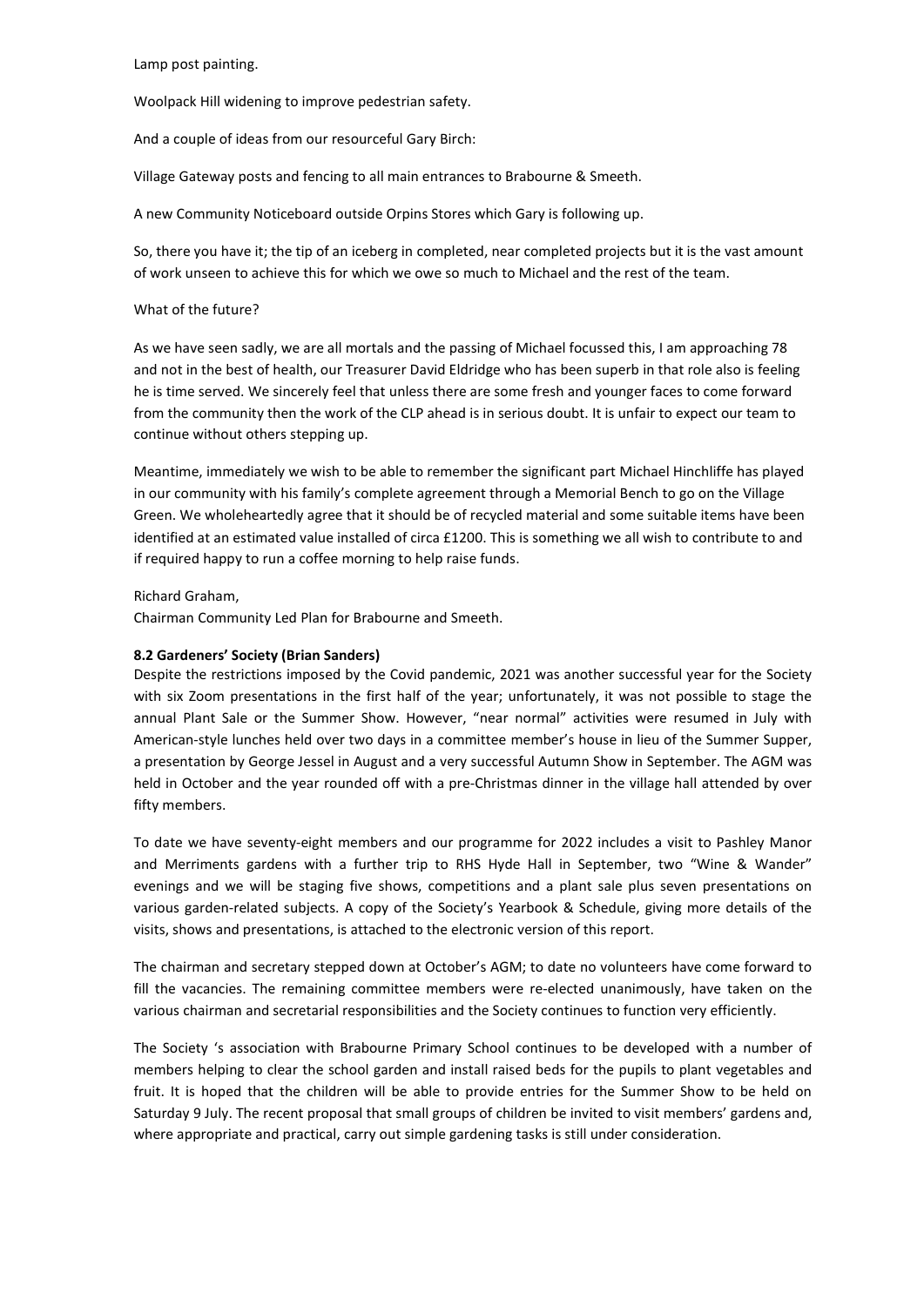Lamp post painting.

Woolpack Hill widening to improve pedestrian safety.

And a couple of ideas from our resourceful Gary Birch:

Village Gateway posts and fencing to all main entrances to Brabourne & Smeeth.

A new Community Noticeboard outside Orpins Stores which Gary is following up.

So, there you have it; the tip of an iceberg in completed, near completed projects but it is the vast amount of work unseen to achieve this for which we owe so much to Michael and the rest of the team.

What of the future?

As we have seen sadly, we are all mortals and the passing of Michael focussed this, I am approaching 78 and not in the best of health, our Treasurer David Eldridge who has been superb in that role also is feeling he is time served. We sincerely feel that unless there are some fresh and younger faces to come forward from the community then the work of the CLP ahead is in serious doubt. It is unfair to expect our team to continue without others stepping up.

Meantime, immediately we wish to be able to remember the significant part Michael Hinchliffe has played in our community with his family's complete agreement through a Memorial Bench to go on the Village Green. We wholeheartedly agree that it should be of recycled material and some suitable items have been identified at an estimated value installed of circa £1200. This is something we all wish to contribute to and if required happy to run a coffee morning to help raise funds.

Richard Graham,
Chairman Community Led Plan for Brabourne and Smeeth.

**8.2 Gardeners' Society (Brian Sanders)**

Despite the restrictions imposed by the Covid pandemic, 2021 was another successful year for the Society with six Zoom presentations in the first half of the year; unfortunately, it was not possible to stage the annual Plant Sale or the Summer Show. However, "near normal" activities were resumed in July with American-style lunches held over two days in a committee member's house in lieu of the Summer Supper, a presentation by George Jessel in August and a very successful Autumn Show in September. The AGM was held in October and the year rounded off with a pre-Christmas dinner in the village hall attended by over fifty members.

To date we have seventy-eight members and our programme for 2022 includes a visit to Pashley Manor and Merriments gardens with a further trip to RHS Hyde Hall in September, two "Wine & Wander" evenings and we will be staging five shows, competitions and a plant sale plus seven presentations on various garden-related subjects. A copy of the Society's Yearbook & Schedule, giving more details of the visits, shows and presentations, is attached to the electronic version of this report.

The chairman and secretary stepped down at October's AGM; to date no volunteers have come forward to fill the vacancies. The remaining committee members were re-elected unanimously, have taken on the various chairman and secretarial responsibilities and the Society continues to function very efficiently.

The Society 's association with Brabourne Primary School continues to be developed with a number of members helping to clear the school garden and install raised beds for the pupils to plant vegetables and fruit. It is hoped that the children will be able to provide entries for the Summer Show to be held on Saturday 9 July. The recent proposal that small groups of children be invited to visit members' gardens and, where appropriate and practical, carry out simple gardening tasks is still under consideration.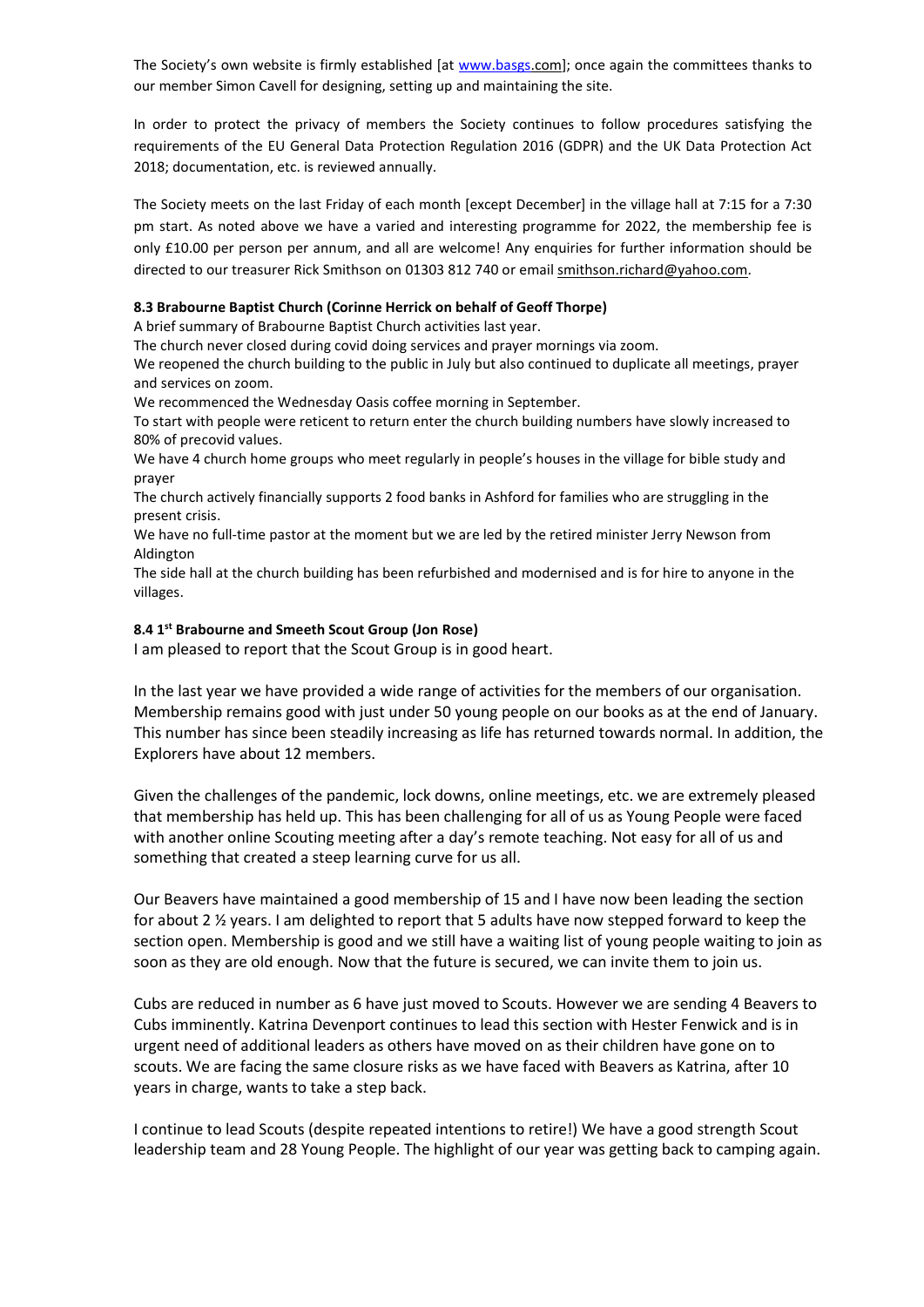The Society's own website is firmly established [at www.basgs.com]; once again the committees thanks to our member Simon Cavell for designing, setting up and maintaining the site.

In order to protect the privacy of members the Society continues to follow procedures satisfying the requirements of the EU General Data Protection Regulation 2016 (GDPR) and the UK Data Protection Act 2018; documentation, etc. is reviewed annually.

The Society meets on the last Friday of each month [except December] in the village hall at 7:15 for a 7:30 pm start. As noted above we have a varied and interesting programme for 2022, the membership fee is only £10.00 per person per annum, and all are welcome! Any enquiries for further information should be directed to our treasurer Rick Smithson on 01303 812 740 or email smithson.richard@yahoo.com.

**8.3 Brabourne Baptist Church (Corinne Herrick on behalf of Geoff Thorpe)**

A brief summary of Brabourne Baptist Church activities last year.

The church never closed during covid doing services and prayer mornings via zoom.

We reopened the church building to the public in July but also continued to duplicate all meetings, prayer and services on zoom.

We recommenced the Wednesday Oasis coffee morning in September.

To start with people were reticent to return enter the church building numbers have slowly increased to 80% of precovid values.

We have 4 church home groups who meet regularly in people's houses in the village for bible study and prayer

The church actively financially supports 2 food banks in Ashford for families who are struggling in the present crisis.

We have no full-time pastor at the moment but we are led by the retired minister Jerry Newson from Aldington

The side hall at the church building has been refurbished and modernised and is for hire to anyone in the villages.

**8.4 1st Brabourne and Smeeth Scout Group (Jon Rose)**

I am pleased to report that the Scout Group is in good heart.

In the last year we have provided a wide range of activities for the members of our organisation. Membership remains good with just under 50 young people on our books as at the end of January. This number has since been steadily increasing as life has returned towards normal. In addition, the Explorers have about 12 members.

Given the challenges of the pandemic, lock downs, online meetings, etc. we are extremely pleased that membership has held up. This has been challenging for all of us as Young People were faced with another online Scouting meeting after a day's remote teaching. Not easy for all of us and something that created a steep learning curve for us all.

Our Beavers have maintained a good membership of 15 and I have now been leading the section for about 2 ½ years. I am delighted to report that 5 adults have now stepped forward to keep the section open. Membership is good and we still have a waiting list of young people waiting to join as soon as they are old enough. Now that the future is secured, we can invite them to join us.

Cubs are reduced in number as 6 have just moved to Scouts. However we are sending 4 Beavers to Cubs imminently. Katrina Devenport continues to lead this section with Hester Fenwick and is in urgent need of additional leaders as others have moved on as their children have gone on to scouts. We are facing the same closure risks as we have faced with Beavers as Katrina, after 10 years in charge, wants to take a step back.

I continue to lead Scouts (despite repeated intentions to retire!) We have a good strength Scout leadership team and 28 Young People. The highlight of our year was getting back to camping again.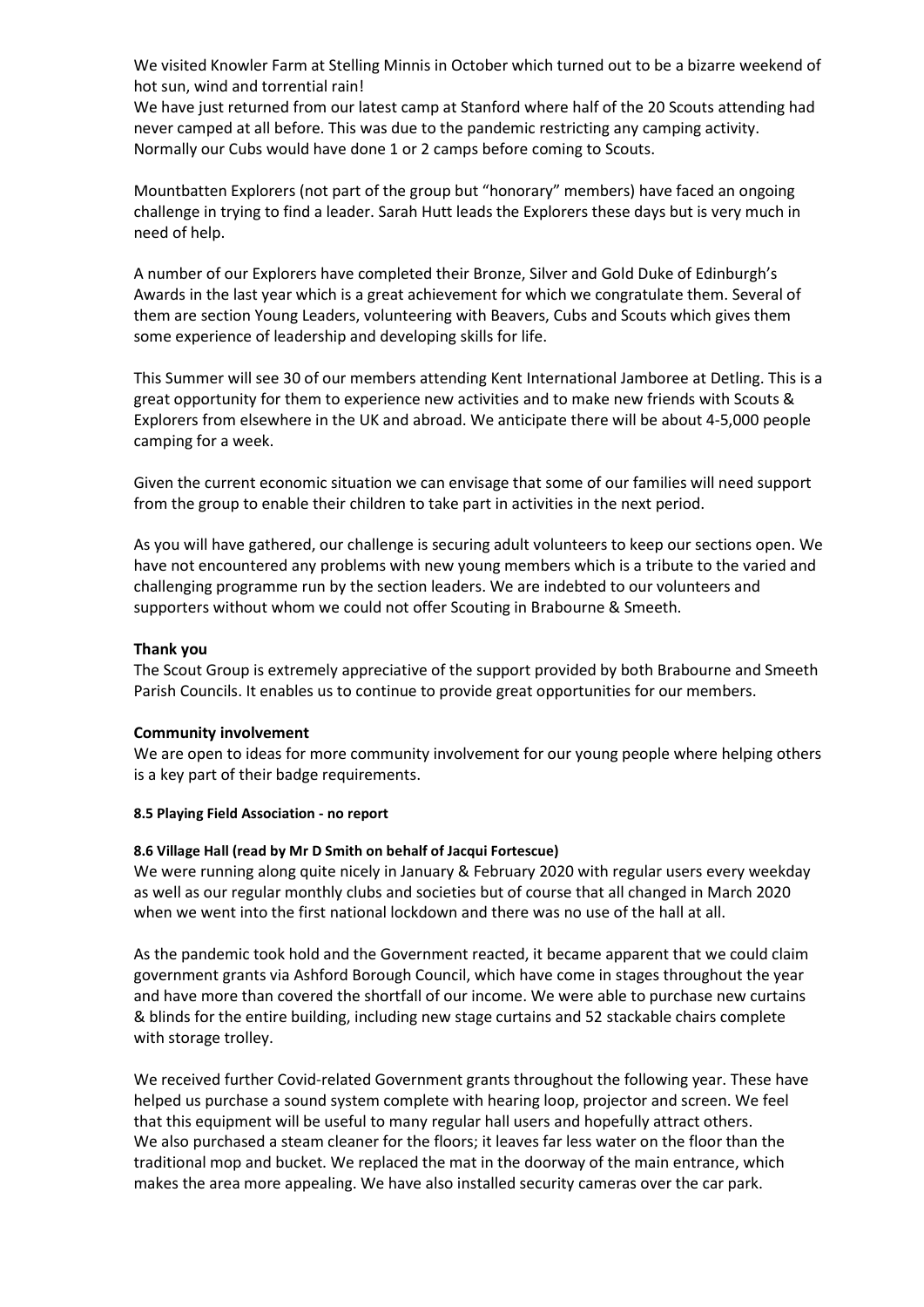We visited Knowler Farm at Stelling Minnis in October which turned out to be a bizarre weekend of hot sun, wind and torrential rain!
We have just returned from our latest camp at Stanford where half of the 20 Scouts attending had never camped at all before. This was due to the pandemic restricting any camping activity. Normally our Cubs would have done 1 or 2 camps before coming to Scouts.

Mountbatten Explorers (not part of the group but "honorary" members) have faced an ongoing challenge in trying to find a leader. Sarah Hutt leads the Explorers these days but is very much in need of help.

A number of our Explorers have completed their Bronze, Silver and Gold Duke of Edinburgh's Awards in the last year which is a great achievement for which we congratulate them. Several of them are section Young Leaders, volunteering with Beavers, Cubs and Scouts which gives them some experience of leadership and developing skills for life.

This Summer will see 30 of our members attending Kent International Jamboree at Detling. This is a great opportunity for them to experience new activities and to make new friends with Scouts & Explorers from elsewhere in the UK and abroad. We anticipate there will be about 4-5,000 people camping for a week.

Given the current economic situation we can envisage that some of our families will need support from the group to enable their children to take part in activities in the next period.

As you will have gathered, our challenge is securing adult volunteers to keep our sections open. We have not encountered any problems with new young members which is a tribute to the varied and challenging programme run by the section leaders. We are indebted to our volunteers and supporters without whom we could not offer Scouting in Brabourne & Smeeth.

**Thank you**
The Scout Group is extremely appreciative of the support provided by both Brabourne and Smeeth Parish Councils. It enables us to continue to provide great opportunities for our members.

**Community involvement**
We are open to ideas for more community involvement for our young people where helping others is a key part of their badge requirements.

**8.5 Playing Field Association - no report**

**8.6 Village Hall (read by Mr D Smith on behalf of Jacqui Fortescue)**
We were running along quite nicely in January & February 2020 with regular users every weekday as well as our regular monthly clubs and societies but of course that all changed in March 2020 when we went into the first national lockdown and there was no use of the hall at all.

As the pandemic took hold and the Government reacted, it became apparent that we could claim government grants via Ashford Borough Council, which have come in stages throughout the year and have more than covered the shortfall of our income. We were able to purchase new curtains & blinds for the entire building, including new stage curtains and 52 stackable chairs complete with storage trolley.

We received further Covid-related Government grants throughout the following year. These have helped us purchase a sound system complete with hearing loop, projector and screen. We feel that this equipment will be useful to many regular hall users and hopefully attract others.
We also purchased a steam cleaner for the floors; it leaves far less water on the floor than the traditional mop and bucket. We replaced the mat in the doorway of the main entrance, which makes the area more appealing. We have also installed security cameras over the car park.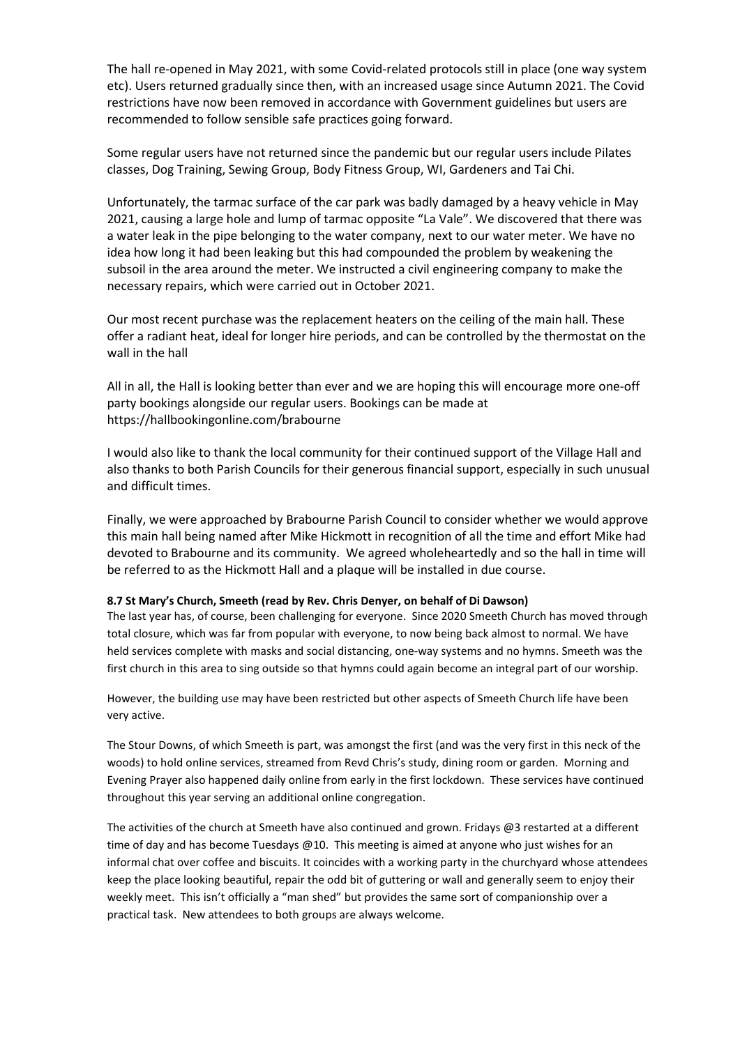The hall re-opened in May 2021, with some Covid-related protocols still in place (one way system etc). Users returned gradually since then, with an increased usage since Autumn 2021. The Covid restrictions have now been removed in accordance with Government guidelines but users are recommended to follow sensible safe practices going forward.

Some regular users have not returned since the pandemic but our regular users include Pilates classes, Dog Training, Sewing Group, Body Fitness Group, WI, Gardeners and Tai Chi.

Unfortunately, the tarmac surface of the car park was badly damaged by a heavy vehicle in May 2021, causing a large hole and lump of tarmac opposite "La Vale". We discovered that there was a water leak in the pipe belonging to the water company, next to our water meter. We have no idea how long it had been leaking but this had compounded the problem by weakening the subsoil in the area around the meter. We instructed a civil engineering company to make the necessary repairs, which were carried out in October 2021.

Our most recent purchase was the replacement heaters on the ceiling of the main hall. These offer a radiant heat, ideal for longer hire periods, and can be controlled by the thermostat on the wall in the hall

All in all, the Hall is looking better than ever and we are hoping this will encourage more one-off party bookings alongside our regular users. Bookings can be made at https://hallbookingonline.com/brabourne

I would also like to thank the local community for their continued support of the Village Hall and also thanks to both Parish Councils for their generous financial support, especially in such unusual and difficult times.

Finally, we were approached by Brabourne Parish Council to consider whether we would approve this main hall being named after Mike Hickmott in recognition of all the time and effort Mike had devoted to Brabourne and its community. We agreed wholeheartedly and so the hall in time will be referred to as the Hickmott Hall and a plaque will be installed in due course.

**8.7 St Mary's Church, Smeeth (read by Rev. Chris Denyer, on behalf of Di Dawson)**

The last year has, of course, been challenging for everyone. Since 2020 Smeeth Church has moved through total closure, which was far from popular with everyone, to now being back almost to normal. We have held services complete with masks and social distancing, one-way systems and no hymns. Smeeth was the first church in this area to sing outside so that hymns could again become an integral part of our worship.

However, the building use may have been restricted but other aspects of Smeeth Church life have been very active.

The Stour Downs, of which Smeeth is part, was amongst the first (and was the very first in this neck of the woods) to hold online services, streamed from Revd Chris's study, dining room or garden. Morning and Evening Prayer also happened daily online from early in the first lockdown. These services have continued throughout this year serving an additional online congregation.

The activities of the church at Smeeth have also continued and grown. Fridays @3 restarted at a different time of day and has become Tuesdays @10. This meeting is aimed at anyone who just wishes for an informal chat over coffee and biscuits. It coincides with a working party in the churchyard whose attendees keep the place looking beautiful, repair the odd bit of guttering or wall and generally seem to enjoy their weekly meet. This isn't officially a "man shed" but provides the same sort of companionship over a practical task. New attendees to both groups are always welcome.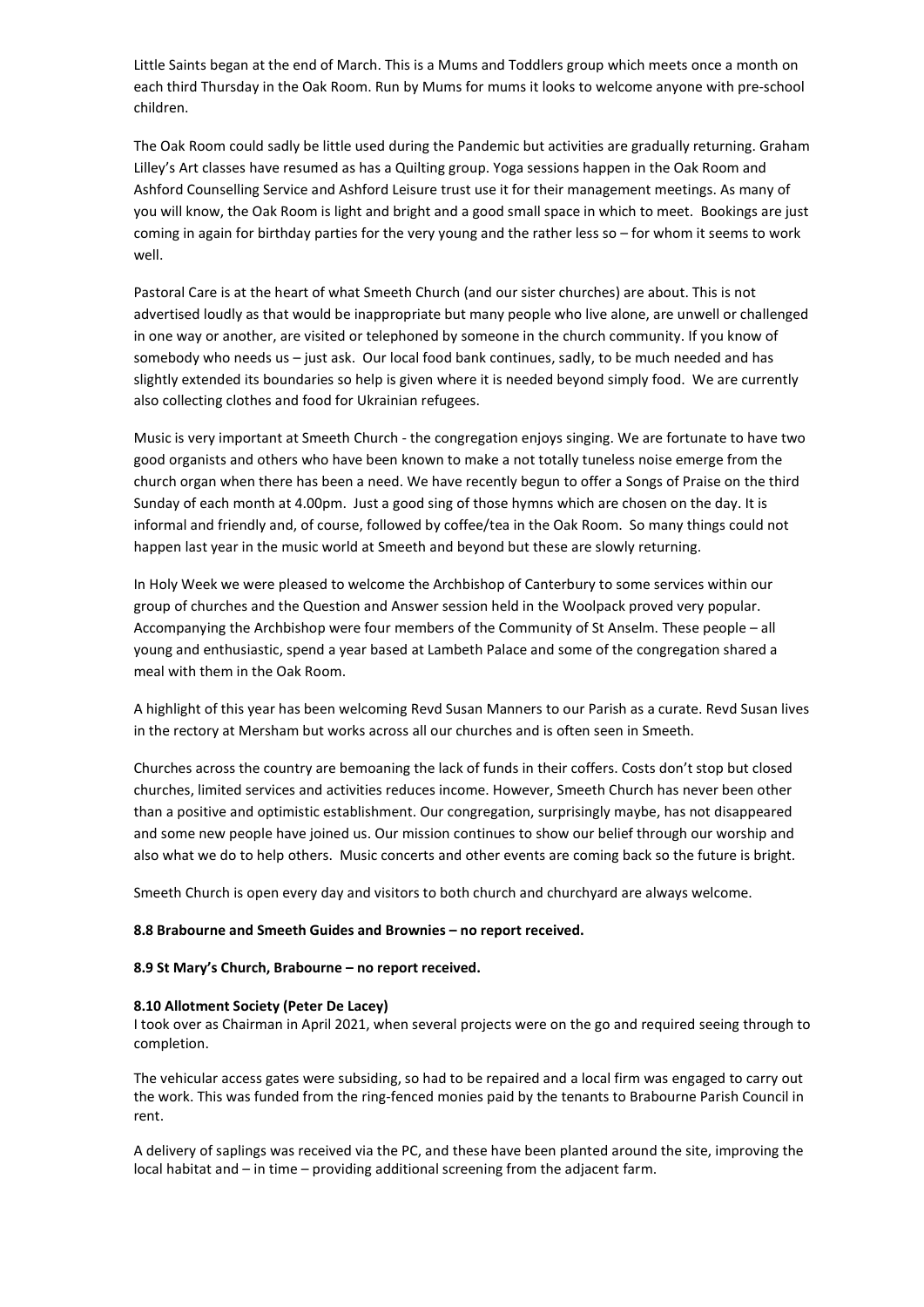Little Saints began at the end of March. This is a Mums and Toddlers group which meets once a month on each third Thursday in the Oak Room. Run by Mums for mums it looks to welcome anyone with pre-school children.

The Oak Room could sadly be little used during the Pandemic but activities are gradually returning. Graham Lilley's Art classes have resumed as has a Quilting group. Yoga sessions happen in the Oak Room and Ashford Counselling Service and Ashford Leisure trust use it for their management meetings. As many of you will know, the Oak Room is light and bright and a good small space in which to meet. Bookings are just coming in again for birthday parties for the very young and the rather less so – for whom it seems to work well.

Pastoral Care is at the heart of what Smeeth Church (and our sister churches) are about. This is not advertised loudly as that would be inappropriate but many people who live alone, are unwell or challenged in one way or another, are visited or telephoned by someone in the church community. If you know of somebody who needs us – just ask. Our local food bank continues, sadly, to be much needed and has slightly extended its boundaries so help is given where it is needed beyond simply food. We are currently also collecting clothes and food for Ukrainian refugees.

Music is very important at Smeeth Church - the congregation enjoys singing. We are fortunate to have two good organists and others who have been known to make a not totally tuneless noise emerge from the church organ when there has been a need. We have recently begun to offer a Songs of Praise on the third Sunday of each month at 4.00pm. Just a good sing of those hymns which are chosen on the day. It is informal and friendly and, of course, followed by coffee/tea in the Oak Room. So many things could not happen last year in the music world at Smeeth and beyond but these are slowly returning.

In Holy Week we were pleased to welcome the Archbishop of Canterbury to some services within our group of churches and the Question and Answer session held in the Woolpack proved very popular. Accompanying the Archbishop were four members of the Community of St Anselm. These people – all young and enthusiastic, spend a year based at Lambeth Palace and some of the congregation shared a meal with them in the Oak Room.

A highlight of this year has been welcoming Revd Susan Manners to our Parish as a curate. Revd Susan lives in the rectory at Mersham but works across all our churches and is often seen in Smeeth.

Churches across the country are bemoaning the lack of funds in their coffers. Costs don't stop but closed churches, limited services and activities reduces income. However, Smeeth Church has never been other than a positive and optimistic establishment. Our congregation, surprisingly maybe, has not disappeared and some new people have joined us. Our mission continues to show our belief through our worship and also what we do to help others. Music concerts and other events are coming back so the future is bright.

Smeeth Church is open every day and visitors to both church and churchyard are always welcome.

**8.8 Brabourne and Smeeth Guides and Brownies – no report received.**

**8.9 St Mary's Church, Brabourne – no report received.**

**8.10 Allotment Society (Peter De Lacey)**

I took over as Chairman in April 2021, when several projects were on the go and required seeing through to completion.

The vehicular access gates were subsiding, so had to be repaired and a local firm was engaged to carry out the work. This was funded from the ring-fenced monies paid by the tenants to Brabourne Parish Council in rent.

A delivery of saplings was received via the PC, and these have been planted around the site, improving the local habitat and – in time – providing additional screening from the adjacent farm.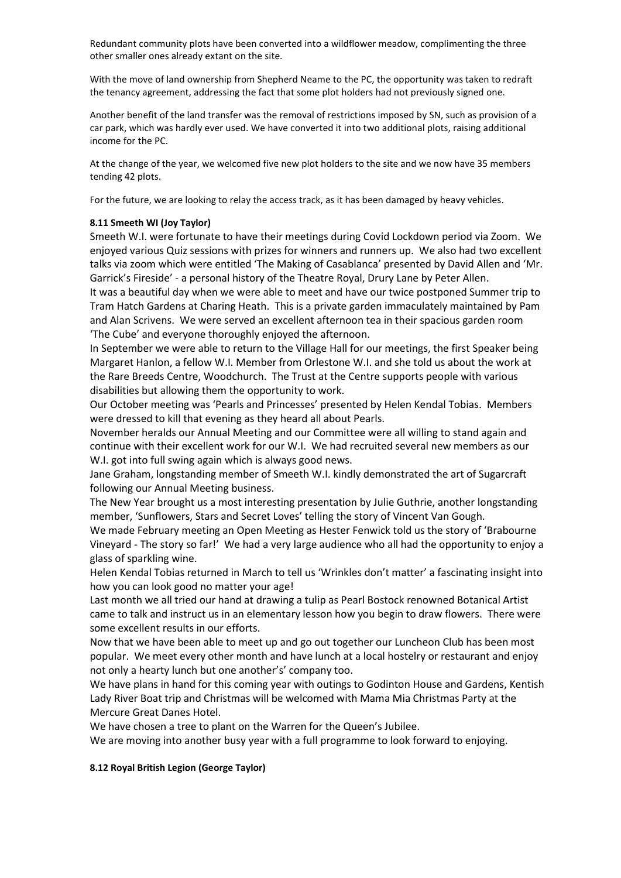Redundant community plots have been converted into a wildflower meadow, complimenting the three other smaller ones already extant on the site.

With the move of land ownership from Shepherd Neame to the PC, the opportunity was taken to redraft the tenancy agreement, addressing the fact that some plot holders had not previously signed one.

Another benefit of the land transfer was the removal of restrictions imposed by SN, such as provision of a car park, which was hardly ever used. We have converted it into two additional plots, raising additional income for the PC.

At the change of the year, we welcomed five new plot holders to the site and we now have 35 members tending 42 plots.

For the future, we are looking to relay the access track, as it has been damaged by heavy vehicles.

**8.11 Smeeth WI (Joy Taylor)**

Smeeth W.I. were fortunate to have their meetings during Covid Lockdown period via Zoom. We enjoyed various Quiz sessions with prizes for winners and runners up. We also had two excellent talks via zoom which were entitled 'The Making of Casablanca' presented by David Allen and 'Mr. Garrick's Fireside' - a personal history of the Theatre Royal, Drury Lane by Peter Allen.

It was a beautiful day when we were able to meet and have our twice postponed Summer trip to Tram Hatch Gardens at Charing Heath. This is a private garden immaculately maintained by Pam and Alan Scrivens. We were served an excellent afternoon tea in their spacious garden room 'The Cube' and everyone thoroughly enjoyed the afternoon.

In September we were able to return to the Village Hall for our meetings, the first Speaker being Margaret Hanlon, a fellow W.I. Member from Orlestone W.I. and she told us about the work at the Rare Breeds Centre, Woodchurch. The Trust at the Centre supports people with various disabilities but allowing them the opportunity to work.

Our October meeting was 'Pearls and Princesses' presented by Helen Kendal Tobias. Members were dressed to kill that evening as they heard all about Pearls.

November heralds our Annual Meeting and our Committee were all willing to stand again and continue with their excellent work for our W.I. We had recruited several new members as our W.I. got into full swing again which is always good news.

Jane Graham, longstanding member of Smeeth W.I. kindly demonstrated the art of Sugarcraft following our Annual Meeting business.

The New Year brought us a most interesting presentation by Julie Guthrie, another longstanding member, 'Sunflowers, Stars and Secret Loves' telling the story of Vincent Van Gough.

We made February meeting an Open Meeting as Hester Fenwick told us the story of 'Brabourne Vineyard - The story so far!' We had a very large audience who all had the opportunity to enjoy a glass of sparkling wine.

Helen Kendal Tobias returned in March to tell us 'Wrinkles don't matter' a fascinating insight into how you can look good no matter your age!

Last month we all tried our hand at drawing a tulip as Pearl Bostock renowned Botanical Artist came to talk and instruct us in an elementary lesson how you begin to draw flowers. There were some excellent results in our efforts.

Now that we have been able to meet up and go out together our Luncheon Club has been most popular. We meet every other month and have lunch at a local hostelry or restaurant and enjoy not only a hearty lunch but one another's' company too.

We have plans in hand for this coming year with outings to Godinton House and Gardens, Kentish Lady River Boat trip and Christmas will be welcomed with Mama Mia Christmas Party at the Mercure Great Danes Hotel.

We have chosen a tree to plant on the Warren for the Queen's Jubilee.

We are moving into another busy year with a full programme to look forward to enjoying.

**8.12 Royal British Legion (George Taylor)**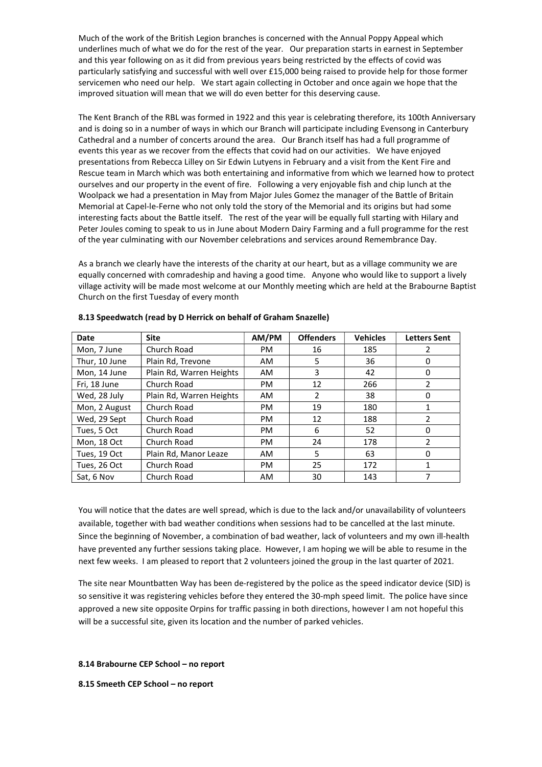Much of the work of the British Legion branches is concerned with the Annual Poppy Appeal which underlines much of what we do for the rest of the year. Our preparation starts in earnest in September and this year following on as it did from previous years being restricted by the effects of covid was particularly satisfying and successful with well over £15,000 being raised to provide help for those former servicemen who need our help. We start again collecting in October and once again we hope that the improved situation will mean that we will do even better for this deserving cause.

The Kent Branch of the RBL was formed in 1922 and this year is celebrating therefore, its 100th Anniversary and is doing so in a number of ways in which our Branch will participate including Evensong in Canterbury Cathedral and a number of concerts around the area. Our Branch itself has had a full programme of events this year as we recover from the effects that covid had on our activities. We have enjoyed presentations from Rebecca Lilley on Sir Edwin Lutyens in February and a visit from the Kent Fire and Rescue team in March which was both entertaining and informative from which we learned how to protect ourselves and our property in the event of fire. Following a very enjoyable fish and chip lunch at the Woolpack we had a presentation in May from Major Jules Gomez the manager of the Battle of Britain Memorial at Capel-le-Ferne who not only told the story of the Memorial and its origins but had some interesting facts about the Battle itself. The rest of the year will be equally full starting with Hilary and Peter Joules coming to speak to us in June about Modern Dairy Farming and a full programme for the rest of the year culminating with our November celebrations and services around Remembrance Day.

As a branch we clearly have the interests of the charity at our heart, but as a village community we are equally concerned with comradeship and having a good time. Anyone who would like to support a lively village activity will be made most welcome at our Monthly meeting which are held at the Brabourne Baptist Church on the first Tuesday of every month

**8.13 Speedwatch (read by D Herrick on behalf of Graham Snazelle)**

| Date | Site | AM/PM | Offenders | Vehicles | Letters Sent |
|---|---|---|---|---|---|
| Mon, 7 June | Church Road | PM | 16 | 185 | 2 |
| Thur, 10 June | Plain Rd, Trevone | AM | 5 | 36 | 0 |
| Mon, 14 June | Plain Rd, Warren Heights | AM | 3 | 42 | 0 |
| Fri, 18 June | Church Road | PM | 12 | 266 | 2 |
| Wed, 28 July | Plain Rd, Warren Heights | AM | 2 | 38 | 0 |
| Mon, 2 August | Church Road | PM | 19 | 180 | 1 |
| Wed, 29 Sept | Church Road | PM | 12 | 188 | 2 |
| Tues, 5 Oct | Church Road | PM | 6 | 52 | 0 |
| Mon, 18 Oct | Church Road | PM | 24 | 178 | 2 |
| Tues, 19 Oct | Plain Rd, Manor Leaze | AM | 5 | 63 | 0 |
| Tues, 26 Oct | Church Road | PM | 25 | 172 | 1 |
| Sat, 6 Nov | Church Road | AM | 30 | 143 | 7 |

You will notice that the dates are well spread, which is due to the lack and/or unavailability of volunteers available, together with bad weather conditions when sessions had to be cancelled at the last minute. Since the beginning of November, a combination of bad weather, lack of volunteers and my own ill-health have prevented any further sessions taking place. However, I am hoping we will be able to resume in the next few weeks. I am pleased to report that 2 volunteers joined the group in the last quarter of 2021.

The site near Mountbatten Way has been de-registered by the police as the speed indicator device (SID) is so sensitive it was registering vehicles before they entered the 30-mph speed limit. The police have since approved a new site opposite Orpins for traffic passing in both directions, however I am not hopeful this will be a successful site, given its location and the number of parked vehicles.

**8.14 Brabourne CEP School – no report**

**8.15 Smeeth CEP School – no report**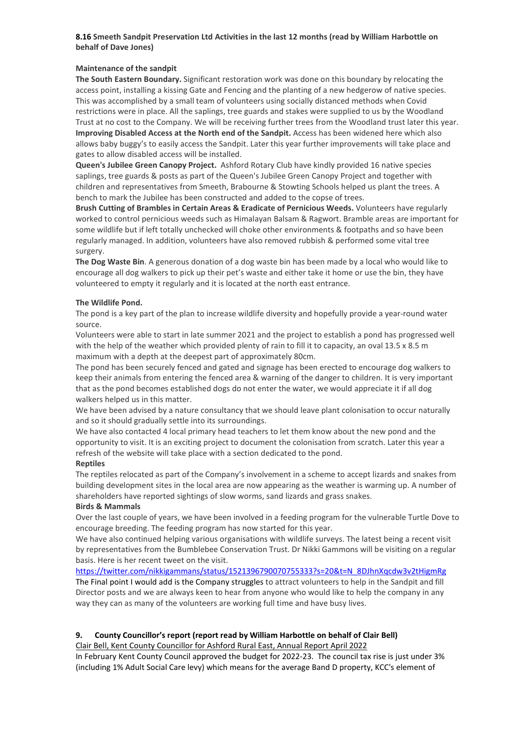**8.16 Smeeth Sandpit Preservation Ltd Activities in the last 12 months (read by William Harbottle on behalf of Dave Jones)**

**Maintenance of the sandpit**

**The South Eastern Boundary.** Significant restoration work was done on this boundary by relocating the access point, installing a kissing Gate and Fencing and the planting of a new hedgerow of native species. This was accomplished by a small team of volunteers using socially distanced methods when Covid restrictions were in place. All the saplings, tree guards and stakes were supplied to us by the Woodland Trust at no cost to the Company. We will be receiving further trees from the Woodland trust later this year.

**Improving Disabled Access at the North end of the Sandpit.** Access has been widened here which also allows baby buggy's to easily access the Sandpit. Later this year further improvements will take place and gates to allow disabled access will be installed.

**Queen's Jubilee Green Canopy Project.** Ashford Rotary Club have kindly provided 16 native species saplings, tree guards & posts as part of the Queen's Jubilee Green Canopy Project and together with children and representatives from Smeeth, Brabourne & Stowting Schools helped us plant the trees. A bench to mark the Jubilee has been constructed and added to the copse of trees.

**Brush Cutting of Brambles in Certain Areas & Eradicate of Pernicious Weeds.** Volunteers have regularly worked to control pernicious weeds such as Himalayan Balsam & Ragwort. Bramble areas are important for some wildlife but if left totally unchecked will choke other environments & footpaths and so have been regularly managed. In addition, volunteers have also removed rubbish & performed some vital tree surgery.

**The Dog Waste Bin**. A generous donation of a dog waste bin has been made by a local who would like to encourage all dog walkers to pick up their pet's waste and either take it home or use the bin, they have volunteered to empty it regularly and it is located at the north east entrance.

**The Wildlife Pond.**

The pond is a key part of the plan to increase wildlife diversity and hopefully provide a year-round water source.

Volunteers were able to start in late summer 2021 and the project to establish a pond has progressed well with the help of the weather which provided plenty of rain to fill it to capacity, an oval 13.5 x 8.5 m maximum with a depth at the deepest part of approximately 80cm.

The pond has been securely fenced and gated and signage has been erected to encourage dog walkers to keep their animals from entering the fenced area & warning of the danger to children. It is very important that as the pond becomes established dogs do not enter the water, we would appreciate it if all dog walkers helped us in this matter.

We have been advised by a nature consultancy that we should leave plant colonisation to occur naturally and so it should gradually settle into its surroundings.

We have also contacted 4 local primary head teachers to let them know about the new pond and the opportunity to visit. It is an exciting project to document the colonisation from scratch. Later this year a refresh of the website will take place with a section dedicated to the pond.

**Reptiles**

The reptiles relocated as part of the Company's involvement in a scheme to accept lizards and snakes from building development sites in the local area are now appearing as the weather is warming up. A number of shareholders have reported sightings of slow worms, sand lizards and grass snakes.

**Birds & Mammals**

Over the last couple of years, we have been involved in a feeding program for the vulnerable Turtle Dove to encourage breeding. The feeding program has now started for this year.

We have also continued helping various organisations with wildlife surveys. The latest being a recent visit by representatives from the Bumblebee Conservation Trust. Dr Nikki Gammons will be visiting on a regular basis. Here is her recent tweet on the visit.

https://twitter.com/nikkigammans/status/1521396790070755333?s=20&t=N_8DJhnXqcdw3v2tHigmRg

The Final point I would add is the Company struggles to attract volunteers to help in the Sandpit and fill Director posts and we are always keen to hear from anyone who would like to help the company in any way they can as many of the volunteers are working full time and have busy lives.

**9. County Councillor's report (report read by William Harbottle on behalf of Clair Bell)**

Clair Bell, Kent County Councillor for Ashford Rural East, Annual Report April 2022

In February Kent County Council approved the budget for 2022-23. The council tax rise is just under 3% (including 1% Adult Social Care levy) which means for the average Band D property, KCC's element of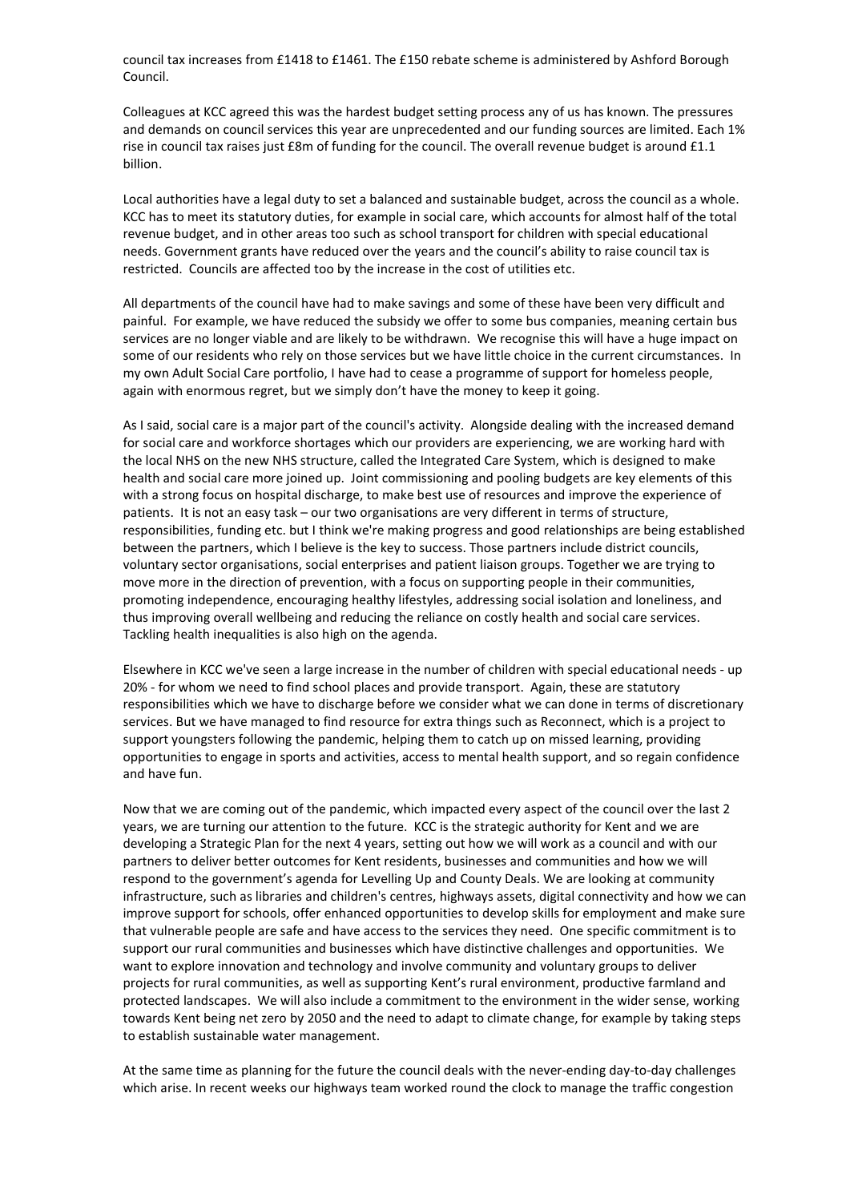council tax increases from £1418 to £1461. The £150 rebate scheme is administered by Ashford Borough Council.

Colleagues at KCC agreed this was the hardest budget setting process any of us has known. The pressures and demands on council services this year are unprecedented and our funding sources are limited. Each 1% rise in council tax raises just £8m of funding for the council. The overall revenue budget is around £1.1 billion.

Local authorities have a legal duty to set a balanced and sustainable budget, across the council as a whole. KCC has to meet its statutory duties, for example in social care, which accounts for almost half of the total revenue budget, and in other areas too such as school transport for children with special educational needs. Government grants have reduced over the years and the council's ability to raise council tax is restricted. Councils are affected too by the increase in the cost of utilities etc.

All departments of the council have had to make savings and some of these have been very difficult and painful. For example, we have reduced the subsidy we offer to some bus companies, meaning certain bus services are no longer viable and are likely to be withdrawn. We recognise this will have a huge impact on some of our residents who rely on those services but we have little choice in the current circumstances. In my own Adult Social Care portfolio, I have had to cease a programme of support for homeless people, again with enormous regret, but we simply don't have the money to keep it going.

As I said, social care is a major part of the council's activity. Alongside dealing with the increased demand for social care and workforce shortages which our providers are experiencing, we are working hard with the local NHS on the new NHS structure, called the Integrated Care System, which is designed to make health and social care more joined up. Joint commissioning and pooling budgets are key elements of this with a strong focus on hospital discharge, to make best use of resources and improve the experience of patients. It is not an easy task – our two organisations are very different in terms of structure, responsibilities, funding etc. but I think we're making progress and good relationships are being established between the partners, which I believe is the key to success. Those partners include district councils, voluntary sector organisations, social enterprises and patient liaison groups. Together we are trying to move more in the direction of prevention, with a focus on supporting people in their communities, promoting independence, encouraging healthy lifestyles, addressing social isolation and loneliness, and thus improving overall wellbeing and reducing the reliance on costly health and social care services. Tackling health inequalities is also high on the agenda.

Elsewhere in KCC we've seen a large increase in the number of children with special educational needs - up 20% - for whom we need to find school places and provide transport. Again, these are statutory responsibilities which we have to discharge before we consider what we can done in terms of discretionary services. But we have managed to find resource for extra things such as Reconnect, which is a project to support youngsters following the pandemic, helping them to catch up on missed learning, providing opportunities to engage in sports and activities, access to mental health support, and so regain confidence and have fun.

Now that we are coming out of the pandemic, which impacted every aspect of the council over the last 2 years, we are turning our attention to the future. KCC is the strategic authority for Kent and we are developing a Strategic Plan for the next 4 years, setting out how we will work as a council and with our partners to deliver better outcomes for Kent residents, businesses and communities and how we will respond to the government's agenda for Levelling Up and County Deals. We are looking at community infrastructure, such as libraries and children's centres, highways assets, digital connectivity and how we can improve support for schools, offer enhanced opportunities to develop skills for employment and make sure that vulnerable people are safe and have access to the services they need. One specific commitment is to support our rural communities and businesses which have distinctive challenges and opportunities. We want to explore innovation and technology and involve community and voluntary groups to deliver projects for rural communities, as well as supporting Kent's rural environment, productive farmland and protected landscapes. We will also include a commitment to the environment in the wider sense, working towards Kent being net zero by 2050 and the need to adapt to climate change, for example by taking steps to establish sustainable water management.

At the same time as planning for the future the council deals with the never-ending day-to-day challenges which arise. In recent weeks our highways team worked round the clock to manage the traffic congestion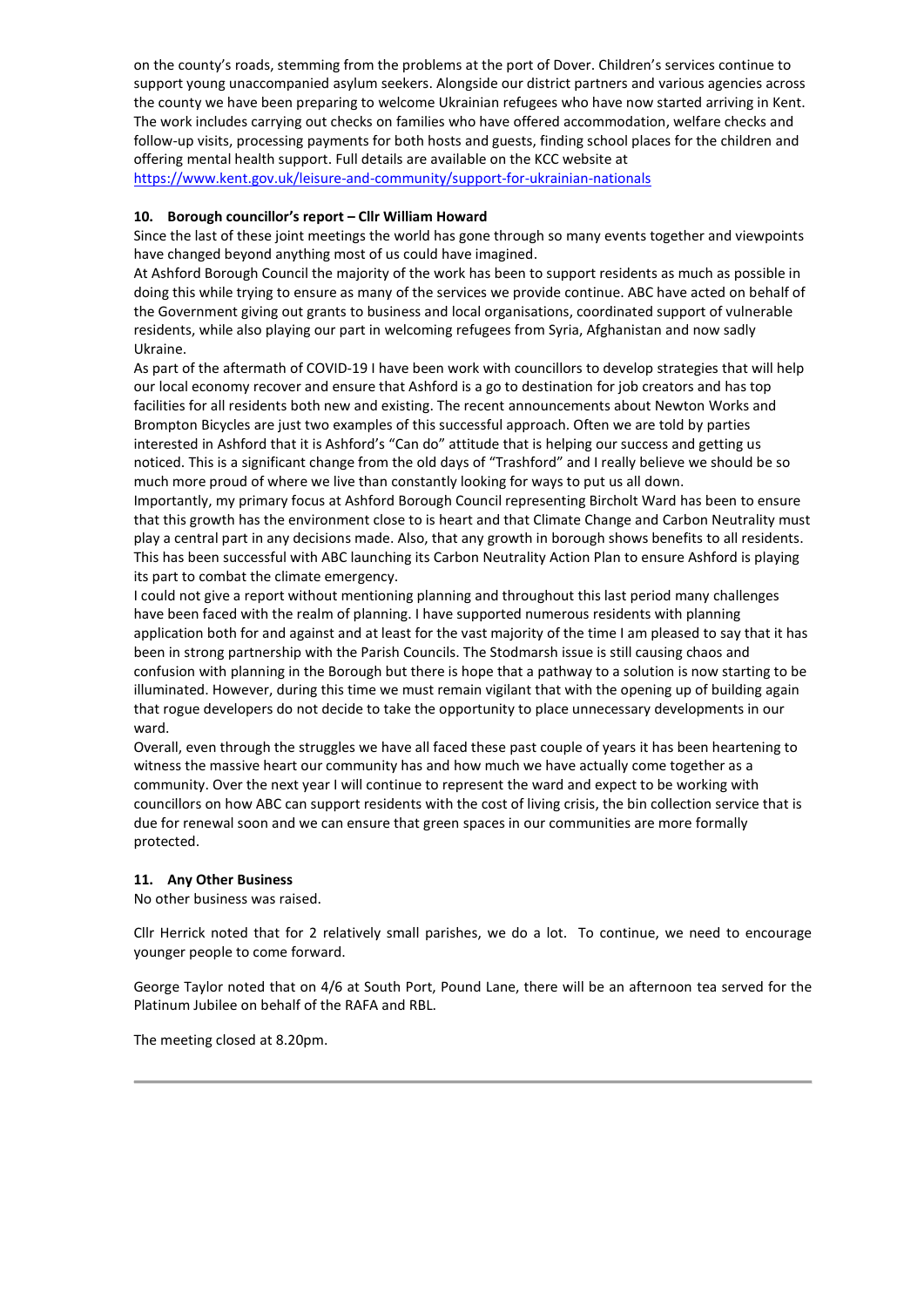on the county's roads, stemming from the problems at the port of Dover. Children's services continue to support young unaccompanied asylum seekers. Alongside our district partners and various agencies across the county we have been preparing to welcome Ukrainian refugees who have now started arriving in Kent. The work includes carrying out checks on families who have offered accommodation, welfare checks and follow-up visits, processing payments for both hosts and guests, finding school places for the children and offering mental health support. Full details are available on the KCC website at https://www.kent.gov.uk/leisure-and-community/support-for-ukrainian-nationals

### 10. Borough councillor's report – Cllr William Howard

Since the last of these joint meetings the world has gone through so many events together and viewpoints have changed beyond anything most of us could have imagined.

At Ashford Borough Council the majority of the work has been to support residents as much as possible in doing this while trying to ensure as many of the services we provide continue. ABC have acted on behalf of the Government giving out grants to business and local organisations, coordinated support of vulnerable residents, while also playing our part in welcoming refugees from Syria, Afghanistan and now sadly Ukraine.

As part of the aftermath of COVID-19 I have been work with councillors to develop strategies that will help our local economy recover and ensure that Ashford is a go to destination for job creators and has top facilities for all residents both new and existing. The recent announcements about Newton Works and Brompton Bicycles are just two examples of this successful approach. Often we are told by parties interested in Ashford that it is Ashford's "Can do" attitude that is helping our success and getting us noticed. This is a significant change from the old days of "Trashford" and I really believe we should be so much more proud of where we live than constantly looking for ways to put us all down.

Importantly, my primary focus at Ashford Borough Council representing Bircholt Ward has been to ensure that this growth has the environment close to is heart and that Climate Change and Carbon Neutrality must play a central part in any decisions made. Also, that any growth in borough shows benefits to all residents. This has been successful with ABC launching its Carbon Neutrality Action Plan to ensure Ashford is playing its part to combat the climate emergency.

I could not give a report without mentioning planning and throughout this last period many challenges have been faced with the realm of planning. I have supported numerous residents with planning application both for and against and at least for the vast majority of the time I am pleased to say that it has been in strong partnership with the Parish Councils. The Stodmarsh issue is still causing chaos and confusion with planning in the Borough but there is hope that a pathway to a solution is now starting to be illuminated. However, during this time we must remain vigilant that with the opening up of building again that rogue developers do not decide to take the opportunity to place unnecessary developments in our ward.

Overall, even through the struggles we have all faced these past couple of years it has been heartening to witness the massive heart our community has and how much we have actually come together as a community. Over the next year I will continue to represent the ward and expect to be working with councillors on how ABC can support residents with the cost of living crisis, the bin collection service that is due for renewal soon and we can ensure that green spaces in our communities are more formally protected.

### 11. Any Other Business

No other business was raised.

Cllr Herrick noted that for 2 relatively small parishes, we do a lot. To continue, we need to encourage younger people to come forward.

George Taylor noted that on 4/6 at South Port, Pound Lane, there will be an afternoon tea served for the Platinum Jubilee on behalf of the RAFA and RBL.

The meeting closed at 8.20pm.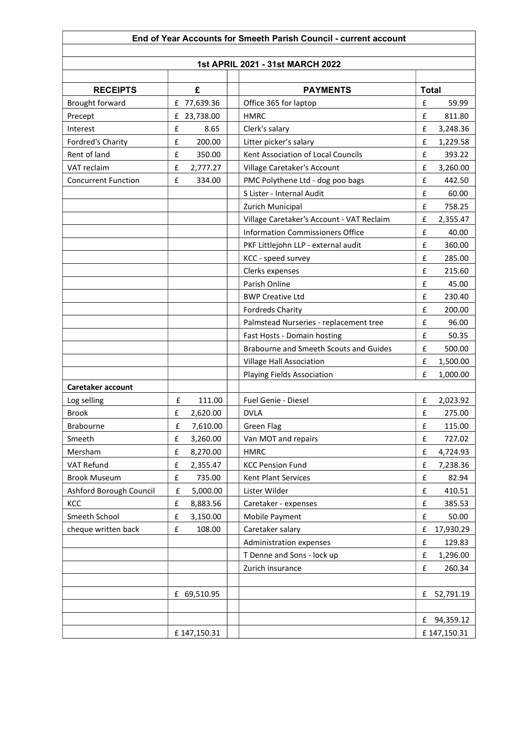| End of Year Accounts for Smeeth Parish Council - current account | | | | |
|---|---|---|---|---|
| **1st APRIL 2021 - 31st MARCH 2022** | | | | |
| **RECEIPTS** | **£** | | **PAYMENTS** | **Total** |
| Brought forward | £ 77,639.36 | | Office 365 for laptop | £ 59.99 |
| Precept | £ 23,738.00 | | HMRC | £ 811.80 |
| Interest | £ 8.65 | | Clerk's salary | £ 3,248.36 |
| Fordred's Charity | £ 200.00 | | Litter picker's salary | £ 1,229.58 |
| Rent of land | £ 350.00 | | Kent Association of Local Councils | £ 393.22 |
| VAT reclaim | £ 2,777.27 | | Village Caretaker's Account | £ 3,260.00 |
| Concurrent Function | £ 334.00 | | PMC Polythene Ltd - dog poo bags | £ 442.50 |
| | | | S Lister - Internal Audit | £ 60.00 |
| | | | Zurich Municipal | £ 758.25 |
| | | | Village Caretaker's Account - VAT Reclaim | £ 2,355.47 |
| | | | Information Commissioners Office | £ 40.00 |
| | | | PKF Littlejohn LLP - external audit | £ 360.00 |
| | | | KCC - speed survey | £ 285.00 |
| | | | Clerks expenses | £ 215.60 |
| | | | Parish Online | £ 45.00 |
| | | | BWP Creative Ltd | £ 230.40 |
| | | | Fordreds Charity | £ 200.00 |
| | | | Palmstead Nurseries - replacement tree | £ 96.00 |
| | | | Fast Hosts - Domain hosting | £ 50.35 |
| | | | Brabourne and Smeeth Scouts and Guides | £ 500.00 |
| | | | Village Hall Association | £ 1,500.00 |
| | | | Playing Fields Association | £ 1,000.00 |
| **Caretaker account** | | | | |
| Log selling | £ 111.00 | | Fuel Genie - Diesel | £ 2,023.92 |
| Brook | £ 2,620.00 | | DVLA | £ 275.00 |
| Brabourne | £ 7,610.00 | | Green Flag | £ 115.00 |
| Smeeth | £ 3,260.00 | | Van MOT and repairs | £ 727.02 |
| Mersham | £ 8,270.00 | | HMRC | £ 4,724.93 |
| VAT Refund | £ 2,355.47 | | KCC Pension Fund | £ 7,238.36 |
| Brook Museum | £ 735.00 | | Kent Plant Services | £ 82.94 |
| Ashford Borough Council | £ 5,000.00 | | Lister Wilder | £ 410.51 |
| KCC | £ 8,883.56 | | Caretaker - expenses | £ 385.53 |
| Smeeth School | £ 3,150.00 | | Mobile Payment | £ 50.00 |
| cheque written back | £ 108.00 | | Caretaker salary | £ 17,930.29 |
| | | | Administration expenses | £ 129.83 |
| | | | T Denne and Sons - lock up | £ 1,296.00 |
| | | | Zurich insurance | £ 260.34 |
| | | | | |
| | £ 69,510.95 | | | £ 52,791.19 |
| | | | | |
| | | | | £ 94,359.12 |
| | £ 147,150.31 | | | £ 147,150.31 |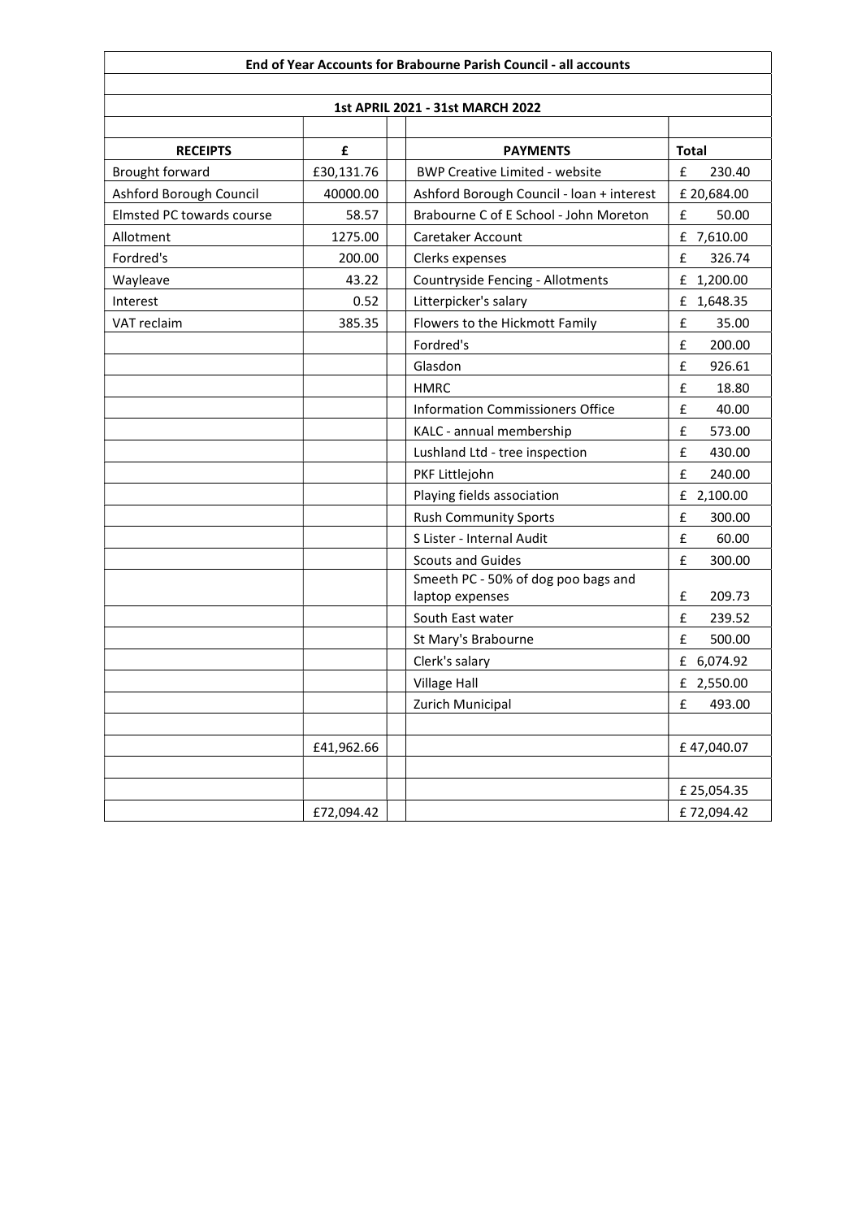**End of Year Accounts for Brabourne Parish Council - all accounts**

**1st APRIL 2021 - 31st MARCH 2022**

| RECEIPTS | £ | | PAYMENTS | Total |
|---|---|---|---|---|
| Brought forward | £30,131.76 | | BWP Creative Limited - website | £ 230.40 |
| Ashford Borough Council | 40000.00 | | Ashford Borough Council - loan + interest | £ 20,684.00 |
| Elmsted PC towards course | 58.57 | | Brabourne C of E School - John Moreton | £ 50.00 |
| Allotment | 1275.00 | | Caretaker Account | £ 7,610.00 |
| Fordred's | 200.00 | | Clerks expenses | £ 326.74 |
| Wayleave | 43.22 | | Countryside Fencing - Allotments | £ 1,200.00 |
| Interest | 0.52 | | Litterpicker's salary | £ 1,648.35 |
| VAT reclaim | 385.35 | | Flowers to the Hickmott Family | £ 35.00 |
| | | | Fordred's | £ 200.00 |
| | | | Glasdon | £ 926.61 |
| | | | HMRC | £ 18.80 |
| | | | Information Commissioners Office | £ 40.00 |
| | | | KALC - annual membership | £ 573.00 |
| | | | Lushland Ltd - tree inspection | £ 430.00 |
| | | | PKF Littlejohn | £ 240.00 |
| | | | Playing fields association | £ 2,100.00 |
| | | | Rush Community Sports | £ 300.00 |
| | | | S Lister - Internal Audit | £ 60.00 |
| | | | Scouts and Guides | £ 300.00 |
| | | | Smeeth PC - 50% of dog poo bags and laptop expenses | £ 209.73 |
| | | | South East water | £ 239.52 |
| | | | St Mary's Brabourne | £ 500.00 |
| | | | Clerk's salary | £ 6,074.92 |
| | | | Village Hall | £ 2,550.00 |
| | | | Zurich Municipal | £ 493.00 |
| | | | | |
| | £41,962.66 | | | £ 47,040.07 |
| | | | | |
| | | | | £ 25,054.35 |
| | £72,094.42 | | | £ 72,094.42 |